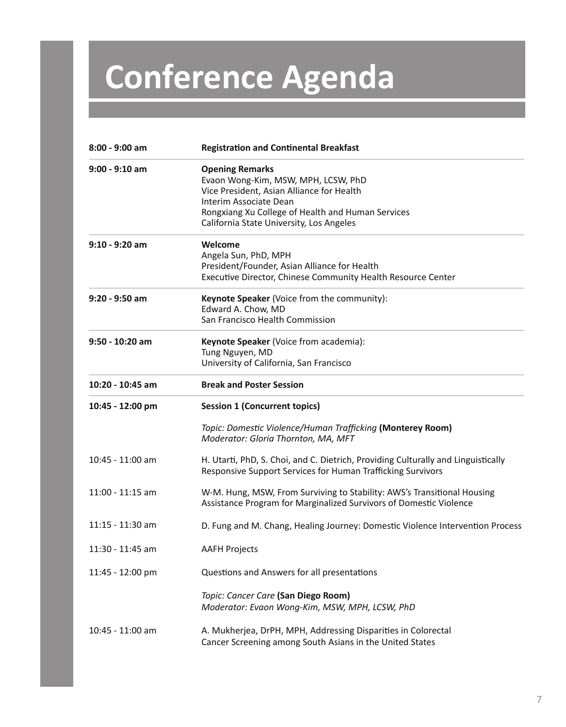# Conference Agenda

| | |
|---|---|
| **8:00 - 9:00 am** | **Registration and Continental Breakfast** |
| **9:00 - 9:10 am** | **Opening Remarks**<br>Evaon Wong-Kim, MSW, MPH, LCSW, PhD<br>Vice President, Asian Alliance for Health<br>Interim Associate Dean<br>Rongxiang Xu College of Health and Human Services<br>California State University, Los Angeles |
| **9:10 - 9:20 am** | **Welcome**<br>Angela Sun, PhD, MPH<br>President/Founder, Asian Alliance for Health<br>Executive Director, Chinese Community Health Resource Center |
| **9:20 - 9:50 am** | **Keynote Speaker** (Voice from the community):<br>Edward A. Chow, MD<br>San Francisco Health Commission |
| **9:50 - 10:20 am** | **Keynote Speaker** (Voice from academia):<br>Tung Nguyen, MD<br>University of California, San Francisco |
| **10:20 - 10:45 am** | **Break and Poster Session** |
| **10:45 - 12:00 pm** | **Session 1 (Concurrent topics)** |
| | *Topic: Domestic Violence/Human Trafficking* **(Monterey Room)**<br>*Moderator: Gloria Thornton, MA, MFT* |
| 10:45 - 11:00 am | H. Utarti, PhD, S. Choi, and C. Dietrich, Providing Culturally and Linguistically Responsive Support Services for Human Trafficking Survivors |
| 11:00 - 11:15 am | W-M. Hung, MSW, From Surviving to Stability: AWS's Transitional Housing Assistance Program for Marginalized Survivors of Domestic Violence |
| 11:15 - 11:30 am | D. Fung and M. Chang, Healing Journey: Domestic Violence Intervention Process |
| 11:30 - 11:45 am | AAFH Projects |
| 11:45 - 12:00 pm | Questions and Answers for all presentations |
| | *Topic: Cancer Care* **(San Diego Room)**<br>*Moderator: Evaon Wong-Kim, MSW, MPH, LCSW, PhD* |
| 10:45 - 11:00 am | A. Mukherjea, DrPH, MPH, Addressing Disparities in Colorectal Cancer Screening among South Asians in the United States |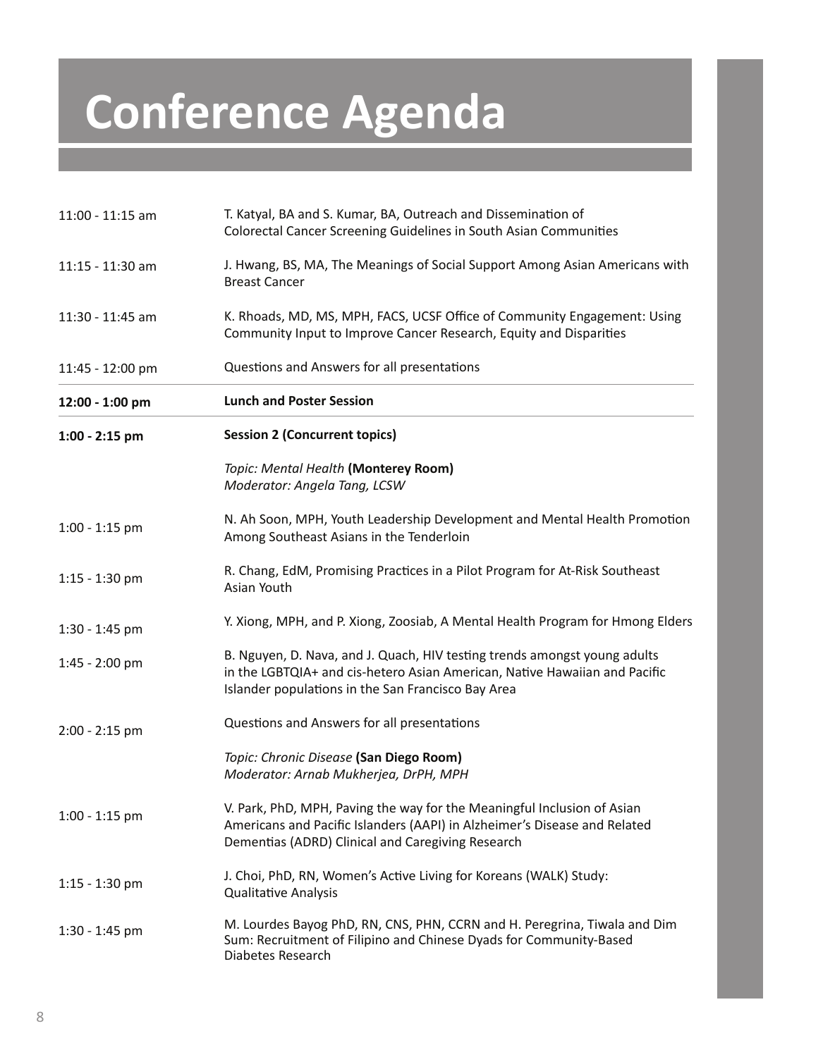# Conference Agenda

| | |
|---|---|
| 11:00 - 11:15 am | T. Katyal, BA and S. Kumar, BA, Outreach and Dissemination of Colorectal Cancer Screening Guidelines in South Asian Communities |
| 11:15 - 11:30 am | J. Hwang, BS, MA, The Meanings of Social Support Among Asian Americans with Breast Cancer |
| 11:30 - 11:45 am | K. Rhoads, MD, MS, MPH, FACS, UCSF Office of Community Engagement: Using Community Input to Improve Cancer Research, Equity and Disparities |
| 11:45 - 12:00 pm | Questions and Answers for all presentations |
| **12:00 - 1:00 pm** | **Lunch and Poster Session** |
| **1:00 - 2:15 pm** | **Session 2 (Concurrent topics)** |
| | *Topic: Mental Health* **(Monterey Room)** *Moderator: Angela Tang, LCSW* |
| 1:00 - 1:15 pm | N. Ah Soon, MPH, Youth Leadership Development and Mental Health Promotion Among Southeast Asians in the Tenderloin |
| 1:15 - 1:30 pm | R. Chang, EdM, Promising Practices in a Pilot Program for At-Risk Southeast Asian Youth |
| 1:30 - 1:45 pm | Y. Xiong, MPH, and P. Xiong, Zoosiab, A Mental Health Program for Hmong Elders |
| 1:45 - 2:00 pm | B. Nguyen, D. Nava, and J. Quach, HIV testing trends amongst young adults in the LGBTQIA+ and cis-hetero Asian American, Native Hawaiian and Pacific Islander populations in the San Francisco Bay Area |
| 2:00 - 2:15 pm | Questions and Answers for all presentations |
| | *Topic: Chronic Disease* **(San Diego Room)** *Moderator: Arnab Mukherjea, DrPH, MPH* |
| 1:00 - 1:15 pm | V. Park, PhD, MPH, Paving the way for the Meaningful Inclusion of Asian Americans and Pacific Islanders (AAPI) in Alzheimer's Disease and Related Dementias (ADRD) Clinical and Caregiving Research |
| 1:15 - 1:30 pm | J. Choi, PhD, RN, Women's Active Living for Koreans (WALK) Study: Qualitative Analysis |
| 1:30 - 1:45 pm | M. Lourdes Bayog PhD, RN, CNS, PHN, CCRN and H. Peregrina, Tiwala and Dim Sum: Recruitment of Filipino and Chinese Dyads for Community-Based Diabetes Research |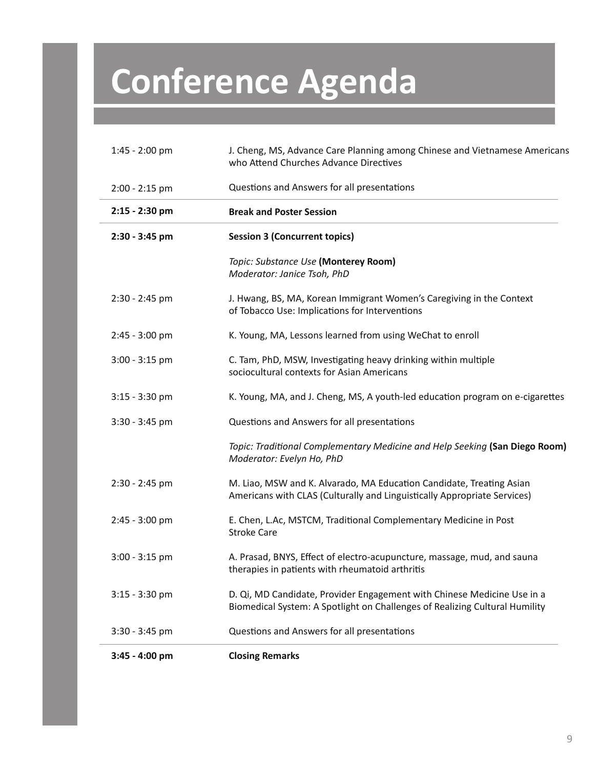# Conference Agenda

| | |
|---|---|
| 1:45 - 2:00 pm | J. Cheng, MS, Advance Care Planning among Chinese and Vietnamese Americans who Attend Churches Advance Directives |
| 2:00 - 2:15 pm | Questions and Answers for all presentations |
| **2:15 - 2:30 pm** | **Break and Poster Session** |
| **2:30 - 3:45 pm** | **Session 3 (Concurrent topics)** |
| | *Topic: Substance Use* **(Monterey Room)**<br>*Moderator: Janice Tsoh, PhD* |
| 2:30 - 2:45 pm | J. Hwang, BS, MA, Korean Immigrant Women's Caregiving in the Context of Tobacco Use: Implications for Interventions |
| 2:45 - 3:00 pm | K. Young, MA, Lessons learned from using WeChat to enroll |
| 3:00 - 3:15 pm | C. Tam, PhD, MSW, Investigating heavy drinking within multiple sociocultural contexts for Asian Americans |
| 3:15 - 3:30 pm | K. Young, MA, and J. Cheng, MS, A youth-led education program on e-cigarettes |
| 3:30 - 3:45 pm | Questions and Answers for all presentations |
| | *Topic: Traditional Complementary Medicine and Help Seeking* **(San Diego Room)**<br>*Moderator: Evelyn Ho, PhD* |
| 2:30 - 2:45 pm | M. Liao, MSW and K. Alvarado, MA Education Candidate, Treating Asian Americans with CLAS (Culturally and Linguistically Appropriate Services) |
| 2:45 - 3:00 pm | E. Chen, L.Ac, MSTCM, Traditional Complementary Medicine in Post Stroke Care |
| 3:00 - 3:15 pm | A. Prasad, BNYS, Effect of electro-acupuncture, massage, mud, and sauna therapies in patients with rheumatoid arthritis |
| 3:15 - 3:30 pm | D. Qi, MD Candidate, Provider Engagement with Chinese Medicine Use in a Biomedical System: A Spotlight on Challenges of Realizing Cultural Humility |
| 3:30 - 3:45 pm | Questions and Answers for all presentations |
| **3:45 - 4:00 pm** | **Closing Remarks** |